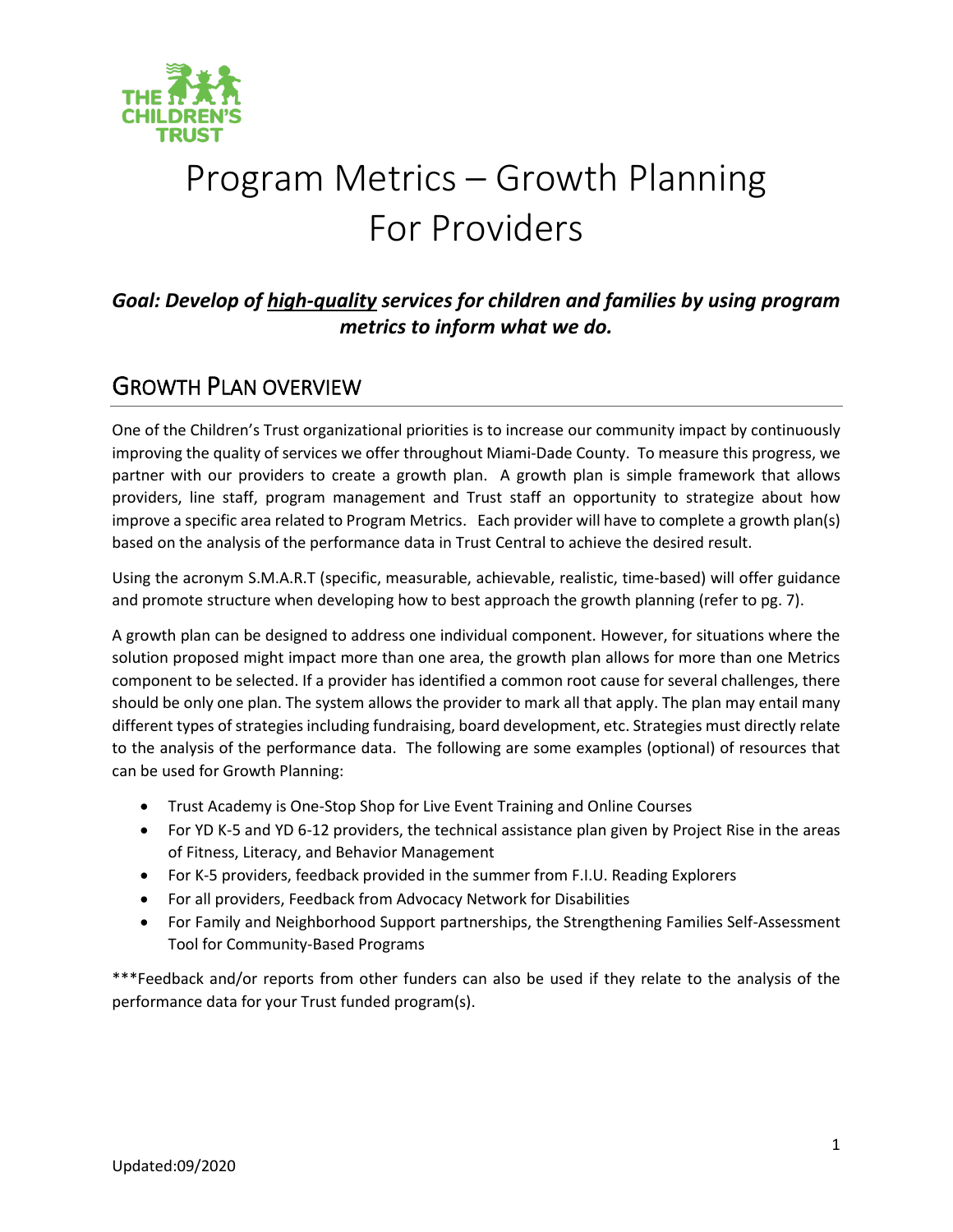# Program Metrics – Growth Planning For Providers

***Goal: Develop of <u>high-quality</u> services for children and families by using program metrics to inform what we do.***

## GROWTH PLAN OVERVIEW

One of the Children's Trust organizational priorities is to increase our community impact by continuously improving the quality of services we offer throughout Miami-Dade County. To measure this progress, we partner with our providers to create a growth plan. A growth plan is simple framework that allows providers, line staff, program management and Trust staff an opportunity to strategize about how improve a specific area related to Program Metrics. Each provider will have to complete a growth plan(s) based on the analysis of the performance data in Trust Central to achieve the desired result.

Using the acronym S.M.A.R.T (specific, measurable, achievable, realistic, time-based) will offer guidance and promote structure when developing how to best approach the growth planning (refer to pg. 7).

A growth plan can be designed to address one individual component. However, for situations where the solution proposed might impact more than one area, the growth plan allows for more than one Metrics component to be selected. If a provider has identified a common root cause for several challenges, there should be only one plan. The system allows the provider to mark all that apply. The plan may entail many different types of strategies including fundraising, board development, etc. Strategies must directly relate to the analysis of the performance data. The following are some examples (optional) of resources that can be used for Growth Planning:

- Trust Academy is One-Stop Shop for Live Event Training and Online Courses
- For YD K-5 and YD 6-12 providers, the technical assistance plan given by Project Rise in the areas of Fitness, Literacy, and Behavior Management
- For K-5 providers, feedback provided in the summer from F.I.U. Reading Explorers
- For all providers, Feedback from Advocacy Network for Disabilities
- For Family and Neighborhood Support partnerships, the Strengthening Families Self-Assessment Tool for Community-Based Programs

***Feedback and/or reports from other funders can also be used if they relate to the analysis of the performance data for your Trust funded program(s).

Updated:09/2020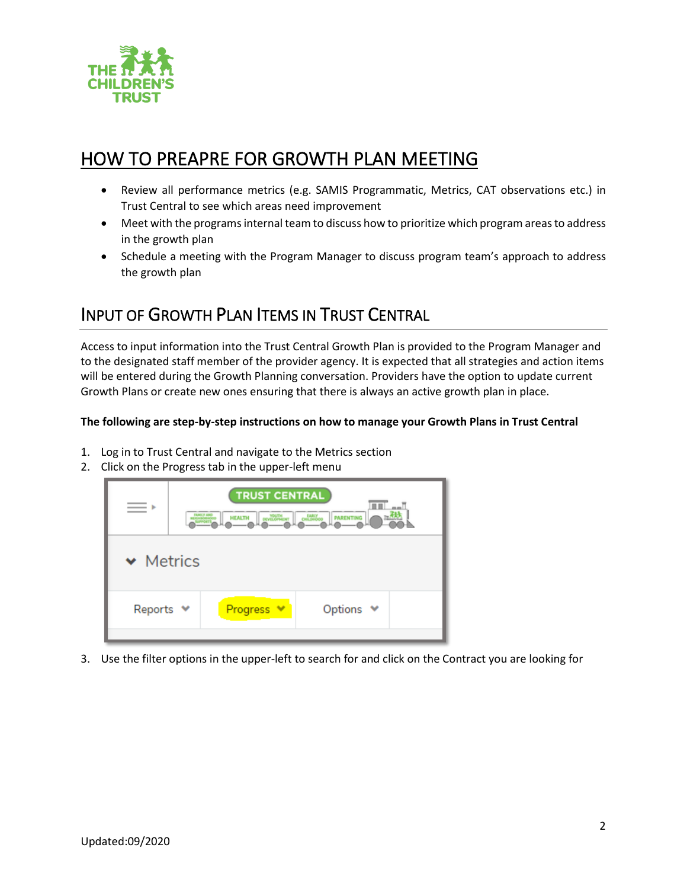# HOW TO PREAPRE FOR GROWTH PLAN MEETING

- Review all performance metrics (e.g. SAMIS Programmatic, Metrics, CAT observations etc.) in Trust Central to see which areas need improvement
- Meet with the programs internal team to discuss how to prioritize which program areas to address in the growth plan
- Schedule a meeting with the Program Manager to discuss program team's approach to address the growth plan

## INPUT OF GROWTH PLAN ITEMS IN TRUST CENTRAL

Access to input information into the Trust Central Growth Plan is provided to the Program Manager and to the designated staff member of the provider agency. It is expected that all strategies and action items will be entered during the Growth Planning conversation. Providers have the option to update current Growth Plans or create new ones ensuring that there is always an active growth plan in place.

**The following are step-by-step instructions on how to manage your Growth Plans in Trust Central**

1. Log in to Trust Central and navigate to the Metrics section
2. Click on the Progress tab in the upper-left menu
3. Use the filter options in the upper-left to search for and click on the Contract you are looking for

Updated:09/2020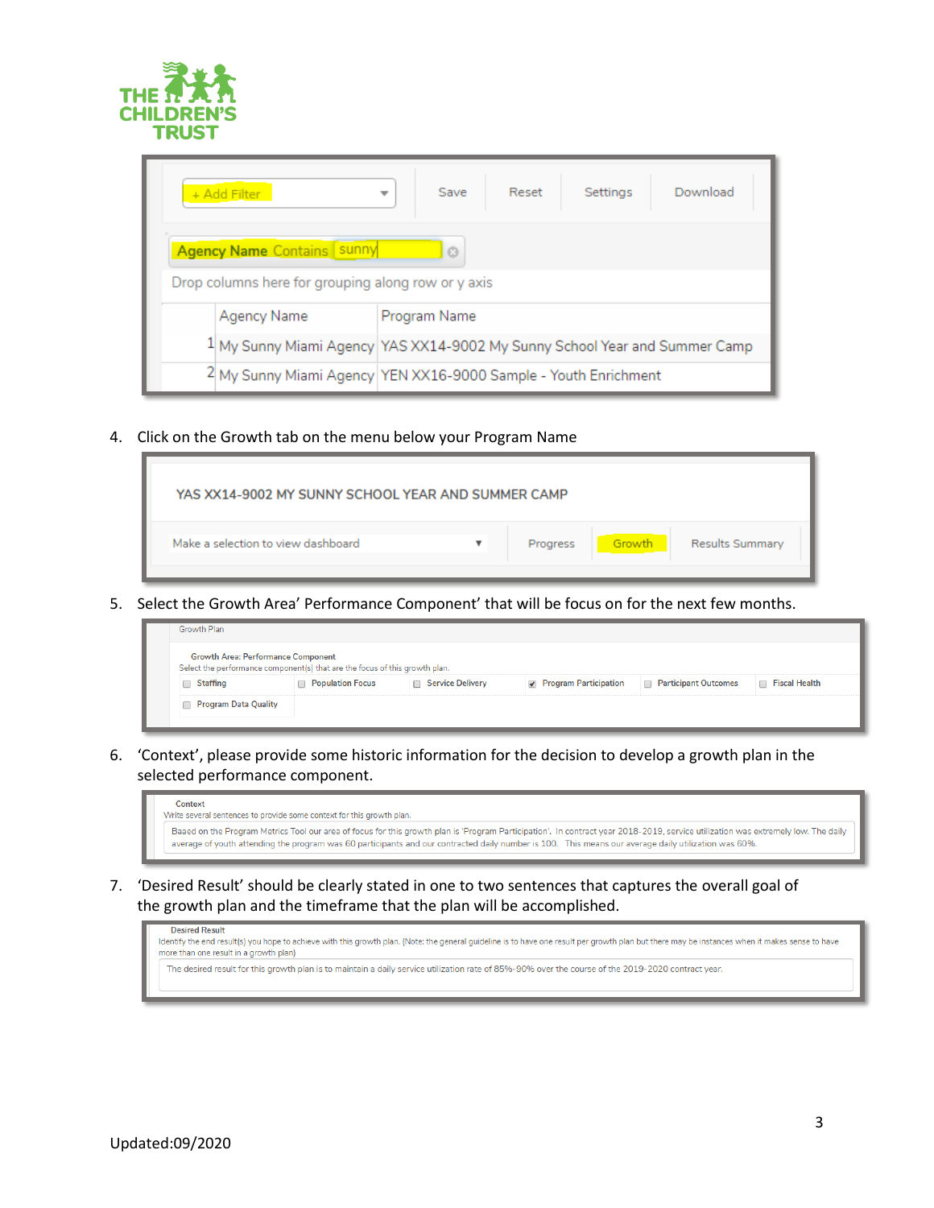| | Agency Name | Program Name |
|---|---|---|
| 1 | My Sunny Miami Agency | YAS XX14-9002 My Sunny School Year and Summer Camp |
| 2 | My Sunny Miami Agency | YEN XX16-9000 Sample - Youth Enrichment |

4. Click on the Growth tab on the menu below your Program Name

5. Select the Growth Area' Performance Component' that will be focus on for the next few months.

6. 'Context', please provide some historic information for the decision to develop a growth plan in the selected performance component.

7. 'Desired Result' should be clearly stated in one to two sentences that captures the overall goal of the growth plan and the timeframe that the plan will be accomplished.

Updated:09/2020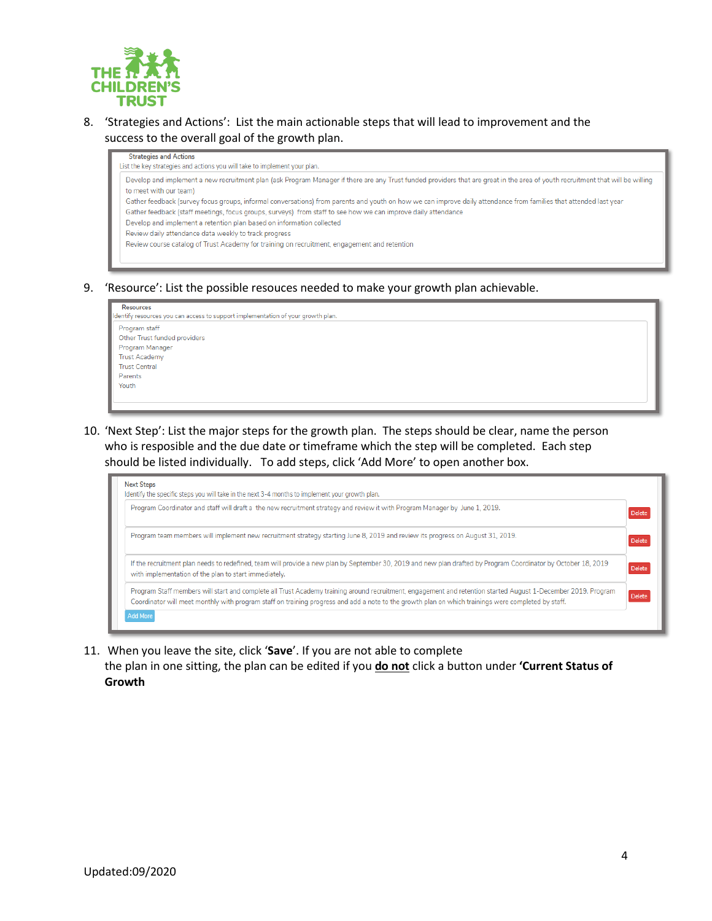8. 'Strategies and Actions': List the main actionable steps that will lead to improvement and the success to the overall goal of the growth plan.

   **Strategies and Actions**
   List the key strategies and actions you will take to implement your plan.

   Develop and implement a new recruitment plan (ask Program Manager if there are any Trust funded providers that are great in the area of youth recruitment that will be willing to meet with our team)
   Gather feedback (survey focus groups, informal conversations) from parents and youth on how we can improve daily attendance from families that attended last year
   Gather feedback (staff meetings, focus groups, surveys) from staff to see how we can improve daily attendance
   Develop and implement a retention plan based on information collected
   Review daily attendance data weekly to track progress
   Review course catalog of Trust Academy for training on recruitment, engagement and retention

9. 'Resource': List the possible resouces needed to make your growth plan achievable.

   **Resources**
   Identify resources you can access to support implementation of your growth plan.

   Program staff
   Other Trust funded providers
   Program Manager
   Trust Academy
   Trust Central
   Parents
   Youth

10. 'Next Step': List the major steps for the growth plan. The steps should be clear, name the person who is resposible and the due date or timeframe which the step will be completed. Each step should be listed individually. To add steps, click 'Add More' to open another box.

    **Next Steps**
    Identify the specific steps you will take in the next 3-4 months to implement your growth plan.

    - Program Coordinator and staff will draft a the new recruitment strategy and review it with Program Manager by June 1, 2019. [Delete]
    - Program team members will implement new recruitment strategy starting June 8, 2019 and review its progress on August 31, 2019. [Delete]
    - If the recruitment plan needs to redefined, team will provide a new plan by September 30, 2019 and new plan drafted by Program Coordinator by October 18, 2019 with implementation of the plan to start immediately. [Delete]
    - Program Staff members will start and complete all Trust Academy training around recruitment, engagement and retention started August 1-December 2019. Program Coordinator will meet monthly with program staff on training progress and add a note to the growth plan on which trainings were completed by staff. [Delete]

    [Add More]

11. When you leave the site, click '**Save**'. If you are not able to complete the plan in one sitting, the plan can be edited if you **do not** click a button under **'Current Status of Growth**

Updated:09/2020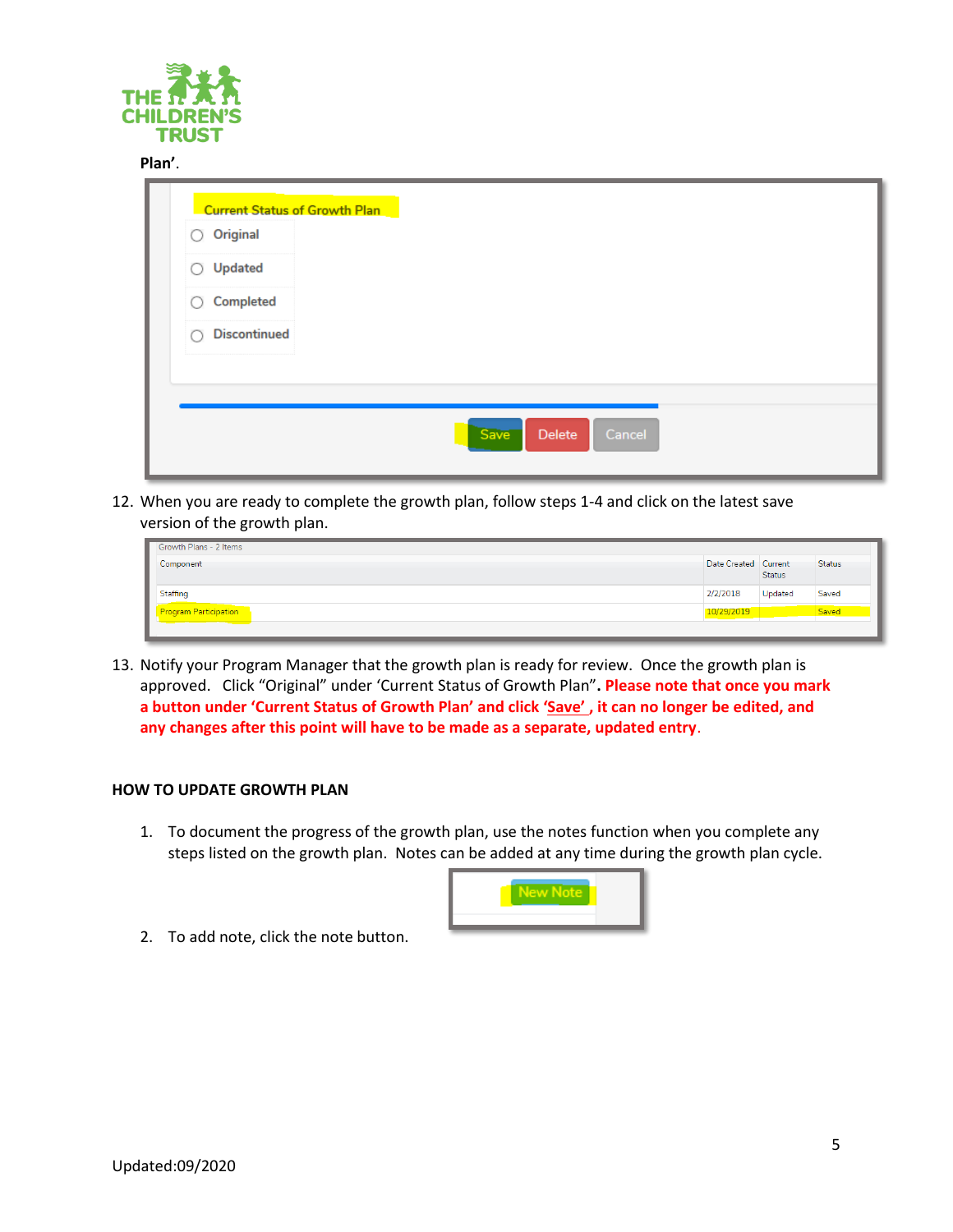**Plan'**.

Current Status of Growth Plan

- Original
- Updated
- Completed
- Discontinued

Save | Delete | Cancel

12. When you are ready to complete the growth plan, follow steps 1-4 and click on the latest save version of the growth plan.

Growth Plans - 2 Items

| Component | Date Created | Current Status | Status |
|---|---|---|---|
| Staffing | 2/2/2018 | Updated | Saved |
| Program Participation | 10/29/2019 | | Saved |

13. Notify your Program Manager that the growth plan is ready for review. Once the growth plan is approved. Click "Original" under 'Current Status of Growth Plan". **Please note that once you mark a button under 'Current Status of Growth Plan' and click 'Save', it can no longer be edited, and any changes after this point will have to be made as a separate, updated entry**.

### HOW TO UPDATE GROWTH PLAN

1. To document the progress of the growth plan, use the notes function when you complete any steps listed on the growth plan. Notes can be added at any time during the growth plan cycle.

New Note

2. To add note, click the note button.

Updated:09/2020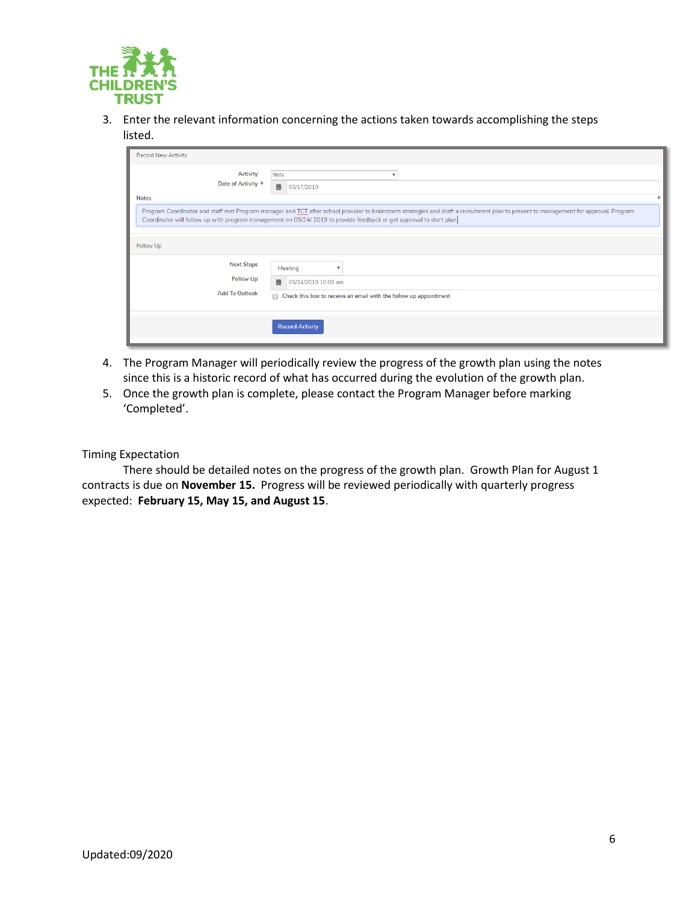3. Enter the relevant information concerning the actions taken towards accomplishing the steps listed.

Record New Activity

Activity: Note

Date of Activity *: 05/17/2019

Notes

Program Coordinator and staff met Program manager and TCT after school provider to brainstorm strategies and draft a recruitment plan to present to management for approval. Program Coordinator will follow up with program management on 05/24/ 2019 to provide feedback or get approval to start plan.

Follow Up

Next Steps: Meeting

Follow Up: 05/24/2019 10:00 am

Add To Outlook: Check this box to receive an email with the follow up appointment

Record Activity

4. The Program Manager will periodically review the progress of the growth plan using the notes since this is a historic record of what has occurred during the evolution of the growth plan.
5. Once the growth plan is complete, please contact the Program Manager before marking 'Completed'.

Timing Expectation

There should be detailed notes on the progress of the growth plan. Growth Plan for August 1 contracts is due on **November 15.** Progress will be reviewed periodically with quarterly progress expected: **February 15, May 15, and August 15**.

Updated:09/2020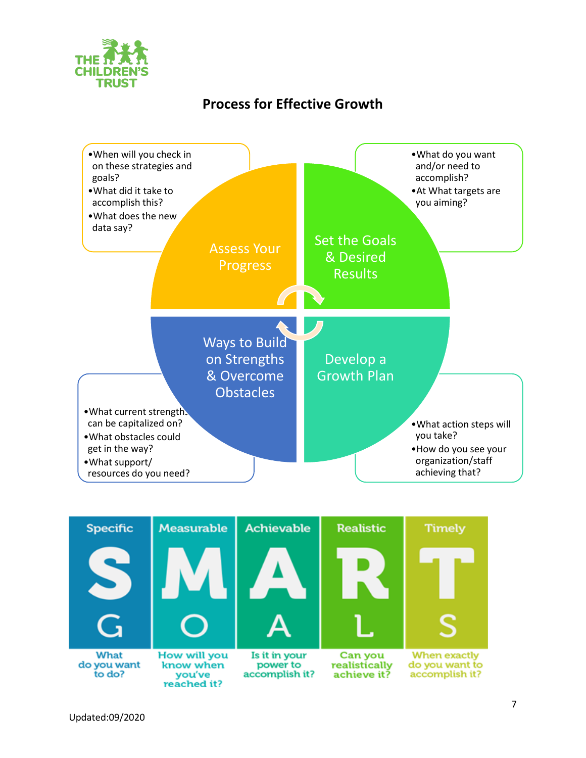THE CHILDREN'S TRUST

# Process for Effective Growth

## Set the Goals & Desired Results

- What do you want and/or need to accomplish?
- At What targets are you aiming?

## Develop a Growth Plan

- What action steps will you take?
- How do you see your organization/staff achieving that?

## Ways to Build on Strengths & Overcome Obstacles

- What current strengths can be capitalized on?
- What obstacles could get in the way?
- What support/ resources do you need?

## Assess Your Progress

- When will you check in on these strategies and goals?
- What did it take to accomplish this?
- What does the new data say?

## SMART GOALS

| Specific | Measurable | Achievable | Realistic | Timely |
|---|---|---|---|---|
| S | M | A | R | T |
| G | O | A | L | S |
| What do you want to do? | How will you know when you've reached it? | Is it in your power to accomplish it? | Can you realistically achieve it? | When exactly do you want to accomplish it? |

Updated:09/2020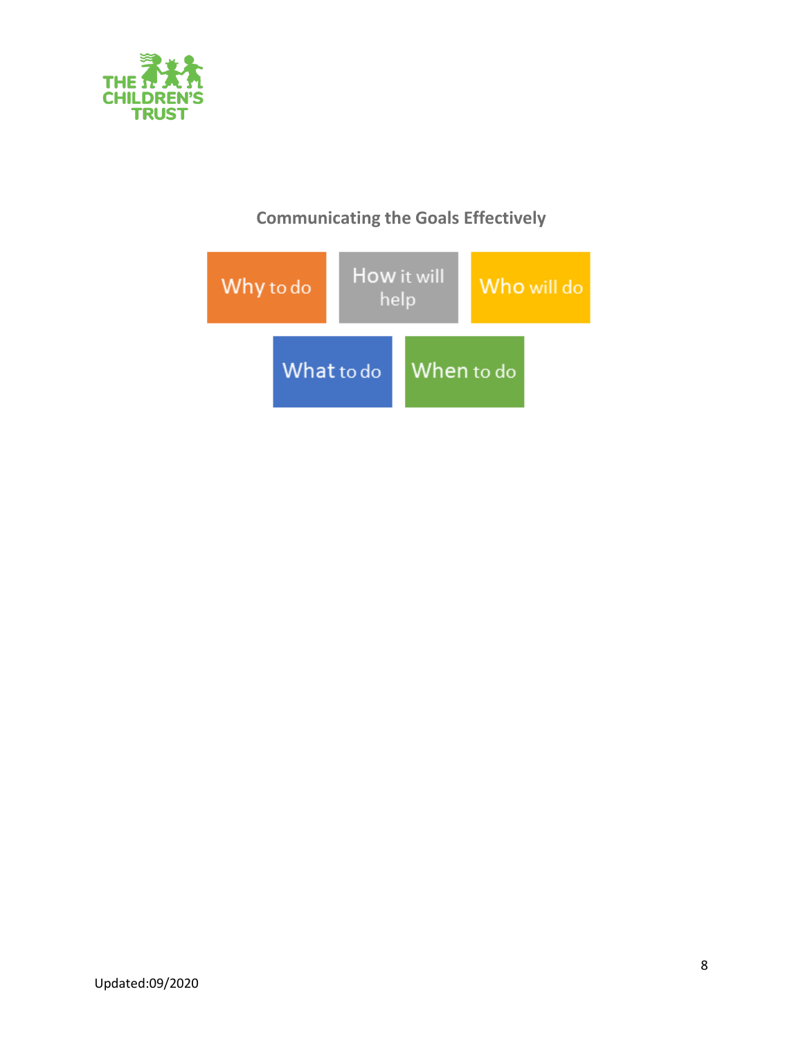## Communicating the Goals Effectively

Why to do

How it will help

Who will do

What to do

When to do

Updated:09/2020